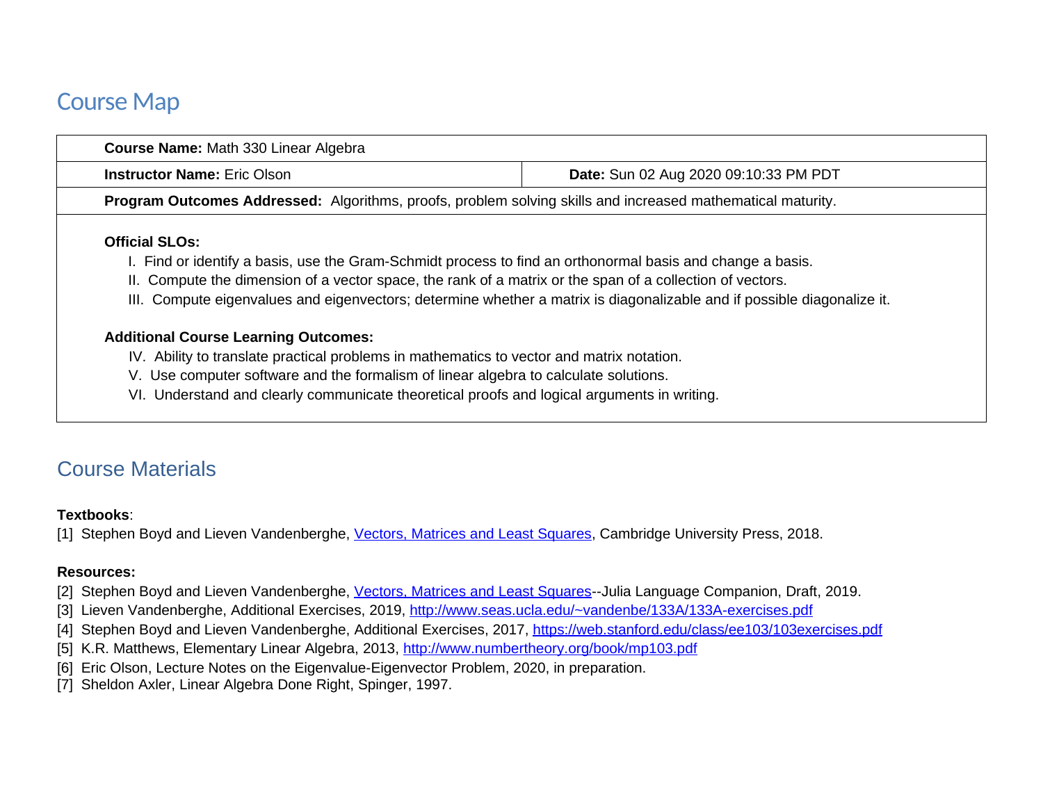# Course Map

| **Course Name:** Math 330 Linear Algebra | |
|---|---|
| **Instructor Name:** Eric Olson | **Date:** Sun 02 Aug 2020 09:10:33 PM PDT |
| **Program Outcomes Addressed:** Algorithms, proofs, problem solving skills and increased mathematical maturity. | |

**Official SLOs:**

I. Find or identify a basis, use the Gram-Schmidt process to find an orthonormal basis and change a basis.
II. Compute the dimension of a vector space, the rank of a matrix or the span of a collection of vectors.
III. Compute eigenvalues and eigenvectors; determine whether a matrix is diagonalizable and if possible diagonalize it.

**Additional Course Learning Outcomes:**

IV. Ability to translate practical problems in mathematics to vector and matrix notation.
V. Use computer software and the formalism of linear algebra to calculate solutions.
VI. Understand and clearly communicate theoretical proofs and logical arguments in writing.

# Course Materials

**Textbooks**:

[1] Stephen Boyd and Lieven Vandenberghe, Vectors, Matrices and Least Squares, Cambridge University Press, 2018.

**Resources:**

[2] Stephen Boyd and Lieven Vandenberghe, Vectors, Matrices and Least Squares--Julia Language Companion, Draft, 2019.
[3] Lieven Vandenberghe, Additional Exercises, 2019, http://www.seas.ucla.edu/~vandenbe/133A/133A-exercises.pdf
[4] Stephen Boyd and Lieven Vandenberghe, Additional Exercises, 2017, https://web.stanford.edu/class/ee103/103exercises.pdf
[5] K.R. Matthews, Elementary Linear Algebra, 2013, http://www.numbertheory.org/book/mp103.pdf
[6] Eric Olson, Lecture Notes on the Eigenvalue-Eigenvector Problem, 2020, in preparation.
[7] Sheldon Axler, Linear Algebra Done Right, Spinger, 1997.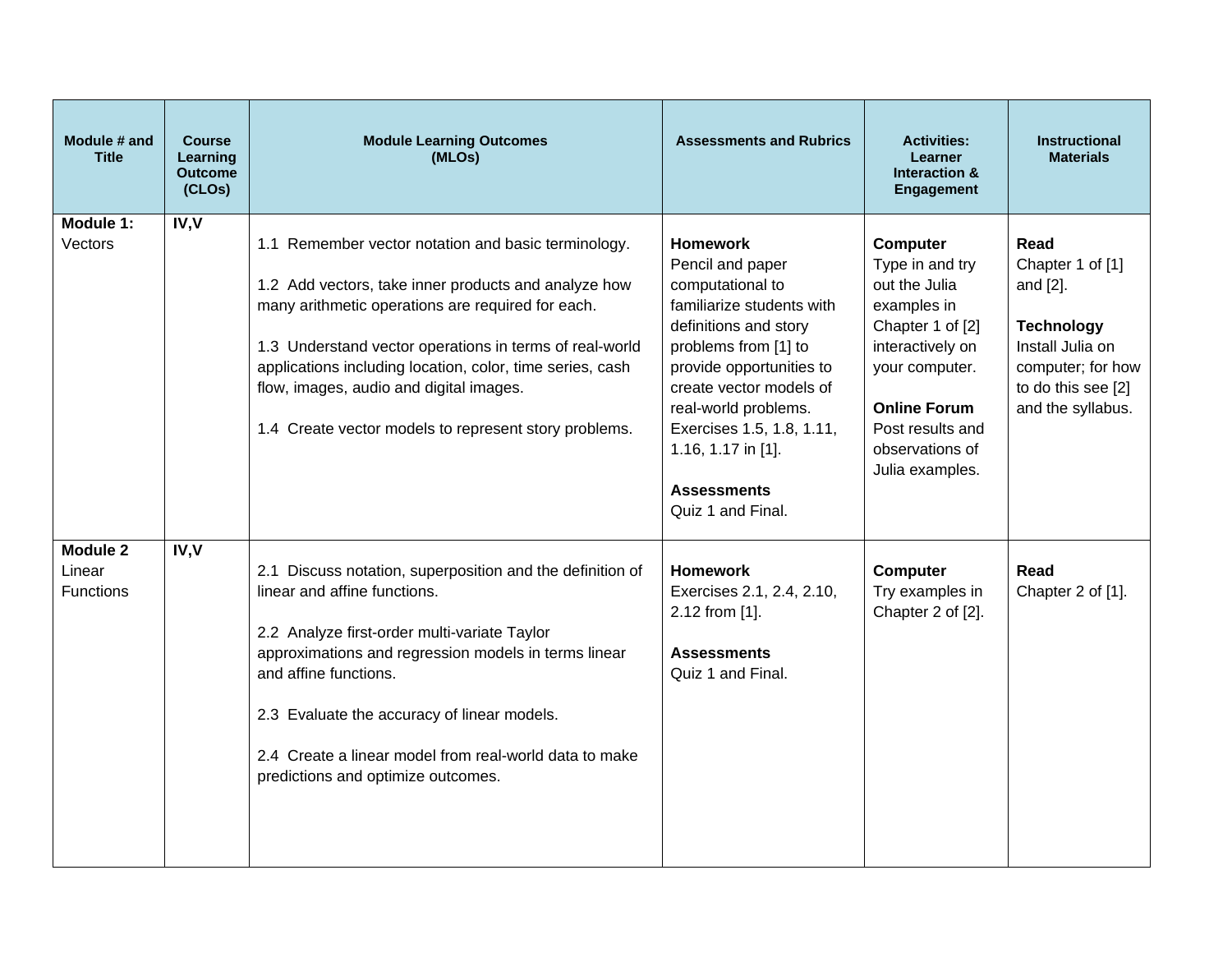| Module # and Title | Course Learning Outcome (CLOs) | Module Learning Outcomes (MLOs) | Assessments and Rubrics | Activities: Learner Interaction & Engagement | Instructional Materials |
|---|---|---|---|---|---|
| **Module 1:** Vectors | **IV,V** | 1.1 Remember vector notation and basic terminology.<br><br>1.2 Add vectors, take inner products and analyze how many arithmetic operations are required for each.<br><br>1.3 Understand vector operations in terms of real-world applications including location, color, time series, cash flow, images, audio and digital images.<br><br>1.4 Create vector models to represent story problems. | **Homework**<br>Pencil and paper computational to familiarize students with definitions and story problems from [1] to provide opportunities to create vector models of real-world problems. Exercises 1.5, 1.8, 1.11, 1.16, 1.17 in [1].<br><br>**Assessments**<br>Quiz 1 and Final. | **Computer**<br>Type in and try out the Julia examples in Chapter 1 of [2] interactively on your computer.<br><br>**Online Forum**<br>Post results and observations of Julia examples. | **Read**<br>Chapter 1 of [1] and [2].<br><br>**Technology**<br>Install Julia on computer; for how to do this see [2] and the syllabus. |
| **Module 2** Linear Functions | **IV,V** | 2.1 Discuss notation, superposition and the definition of linear and affine functions.<br><br>2.2 Analyze first-order multi-variate Taylor approximations and regression models in terms linear and affine functions.<br><br>2.3 Evaluate the accuracy of linear models.<br><br>2.4 Create a linear model from real-world data to make predictions and optimize outcomes. | **Homework**<br>Exercises 2.1, 2.4, 2.10, 2.12 from [1].<br><br>**Assessments**<br>Quiz 1 and Final. | **Computer**<br>Try examples in Chapter 2 of [2]. | **Read**<br>Chapter 2 of [1]. |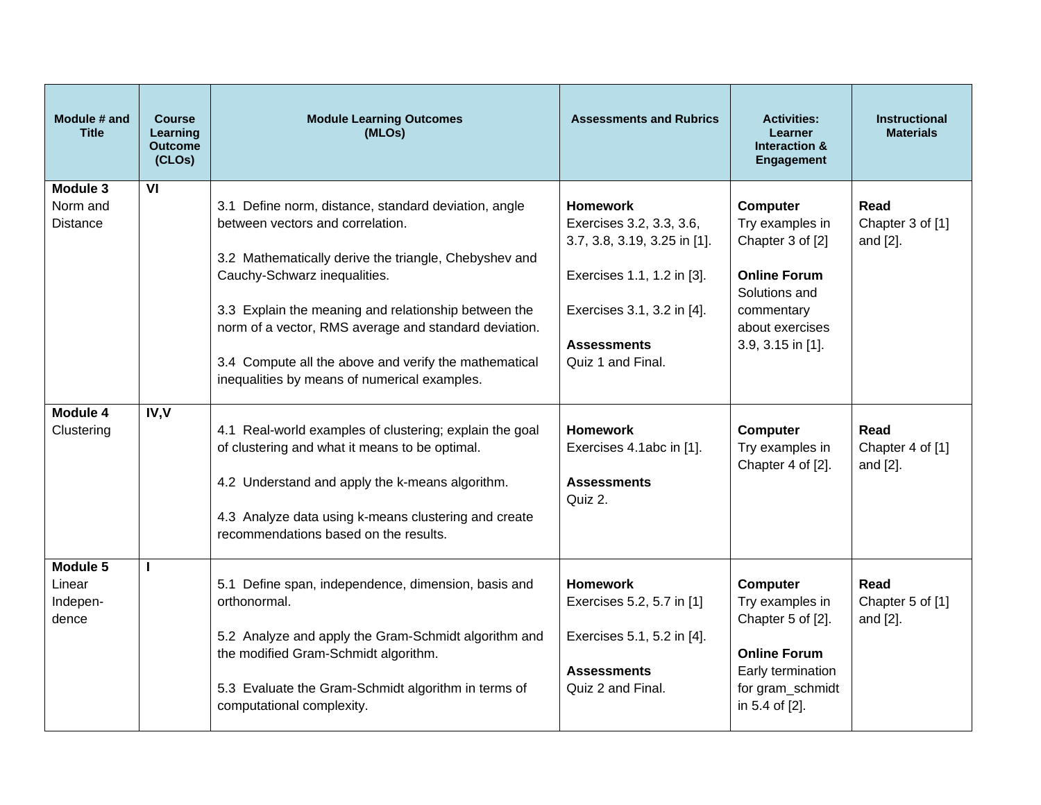| Module # and Title | Course Learning Outcome (CLOs) | Module Learning Outcomes (MLOs) | Assessments and Rubrics | Activities: Learner Interaction & Engagement | Instructional Materials |
|---|---|---|---|---|---|
| **Module 3** Norm and Distance | **VI** | 3.1 Define norm, distance, standard deviation, angle between vectors and correlation.<br><br>3.2 Mathematically derive the triangle, Chebyshev and Cauchy-Schwarz inequalities.<br><br>3.3 Explain the meaning and relationship between the norm of a vector, RMS average and standard deviation.<br><br>3.4 Compute all the above and verify the mathematical inequalities by means of numerical examples. | **Homework** Exercises 3.2, 3.3, 3.6, 3.7, 3.8, 3.19, 3.25 in [1].<br><br>Exercises 1.1, 1.2 in [3].<br><br>Exercises 3.1, 3.2 in [4].<br><br>**Assessments** Quiz 1 and Final. | **Computer** Try examples in Chapter 3 of [2]<br><br>**Online Forum** Solutions and commentary about exercises 3.9, 3.15 in [1]. | **Read** Chapter 3 of [1] and [2]. |
| **Module 4** Clustering | **IV,V** | 4.1 Real-world examples of clustering; explain the goal of clustering and what it means to be optimal.<br><br>4.2 Understand and apply the k-means algorithm.<br><br>4.3 Analyze data using k-means clustering and create recommendations based on the results. | **Homework** Exercises 4.1abc in [1].<br><br>**Assessments** Quiz 2. | **Computer** Try examples in Chapter 4 of [2]. | **Read** Chapter 4 of [1] and [2]. |
| **Module 5** Linear Indepen-dence | **I** | 5.1 Define span, independence, dimension, basis and orthonormal.<br><br>5.2 Analyze and apply the Gram-Schmidt algorithm and the modified Gram-Schmidt algorithm.<br><br>5.3 Evaluate the Gram-Schmidt algorithm in terms of computational complexity. | **Homework** Exercises 5.2, 5.7 in [1]<br><br>Exercises 5.1, 5.2 in [4].<br><br>**Assessments** Quiz 2 and Final. | **Computer** Try examples in Chapter 5 of [2].<br><br>**Online Forum** Early termination for gram_schmidt in 5.4 of [2]. | **Read** Chapter 5 of [1] and [2]. |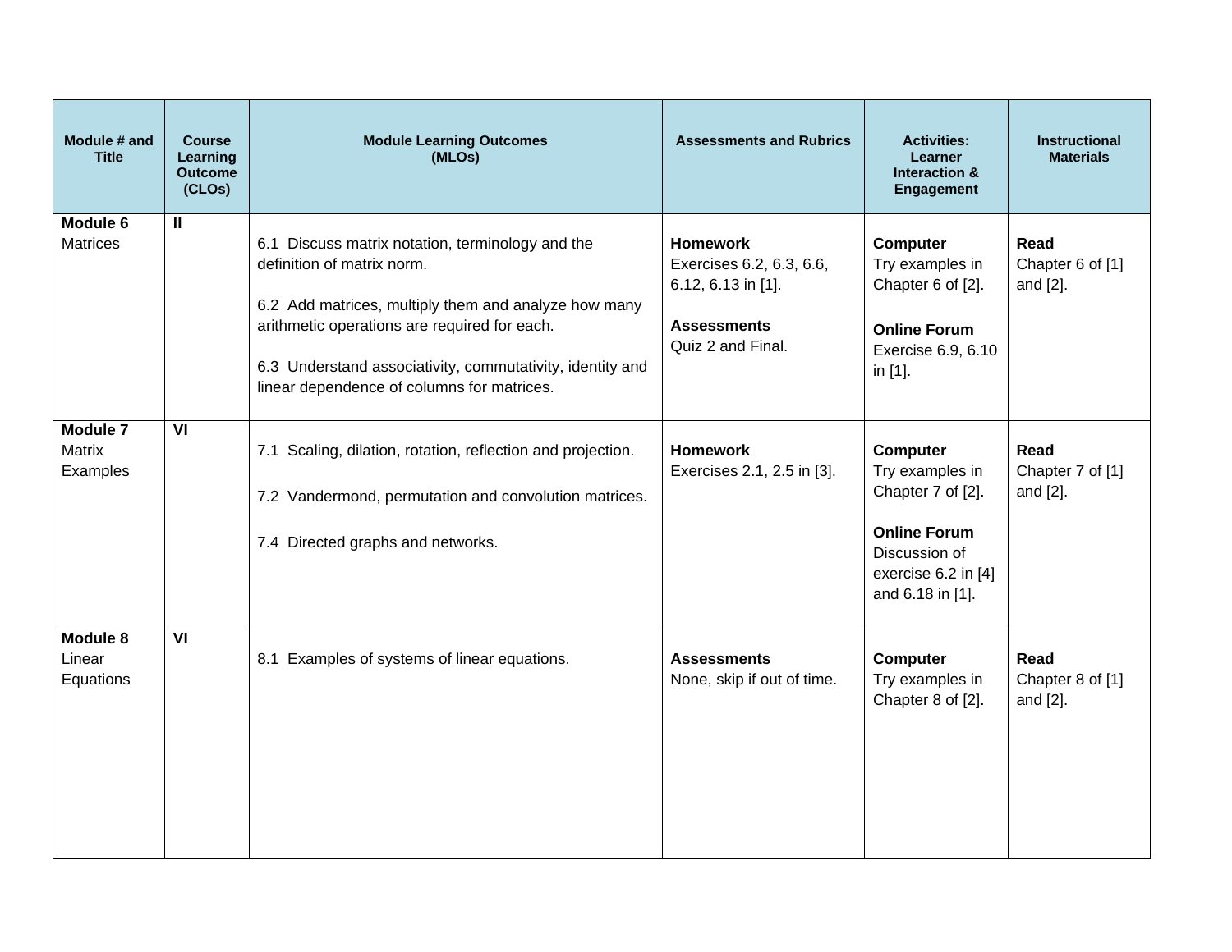| Module # and Title | Course Learning Outcome (CLOs) | Module Learning Outcomes (MLOs) | Assessments and Rubrics | Activities: Learner Interaction & Engagement | Instructional Materials |
|---|---|---|---|---|---|
| **Module 6** Matrices | **II** | 6.1 Discuss matrix notation, terminology and the definition of matrix norm.<br><br>6.2 Add matrices, multiply them and analyze how many arithmetic operations are required for each.<br><br>6.3 Understand associativity, commutativity, identity and linear dependence of columns for matrices. | **Homework** Exercises 6.2, 6.3, 6.6, 6.12, 6.13 in [1].<br><br>**Assessments** Quiz 2 and Final. | **Computer** Try examples in Chapter 6 of [2].<br><br>**Online Forum** Exercise 6.9, 6.10 in [1]. | **Read** Chapter 6 of [1] and [2]. |
| **Module 7** Matrix Examples | **VI** | 7.1 Scaling, dilation, rotation, reflection and projection.<br><br>7.2 Vandermond, permutation and convolution matrices.<br><br>7.4 Directed graphs and networks. | **Homework** Exercises 2.1, 2.5 in [3]. | **Computer** Try examples in Chapter 7 of [2].<br><br>**Online Forum** Discussion of exercise 6.2 in [4] and 6.18 in [1]. | **Read** Chapter 7 of [1] and [2]. |
| **Module 8** Linear Equations | **VI** | 8.1 Examples of systems of linear equations. | **Assessments** None, skip if out of time. | **Computer** Try examples in Chapter 8 of [2]. | **Read** Chapter 8 of [1] and [2]. |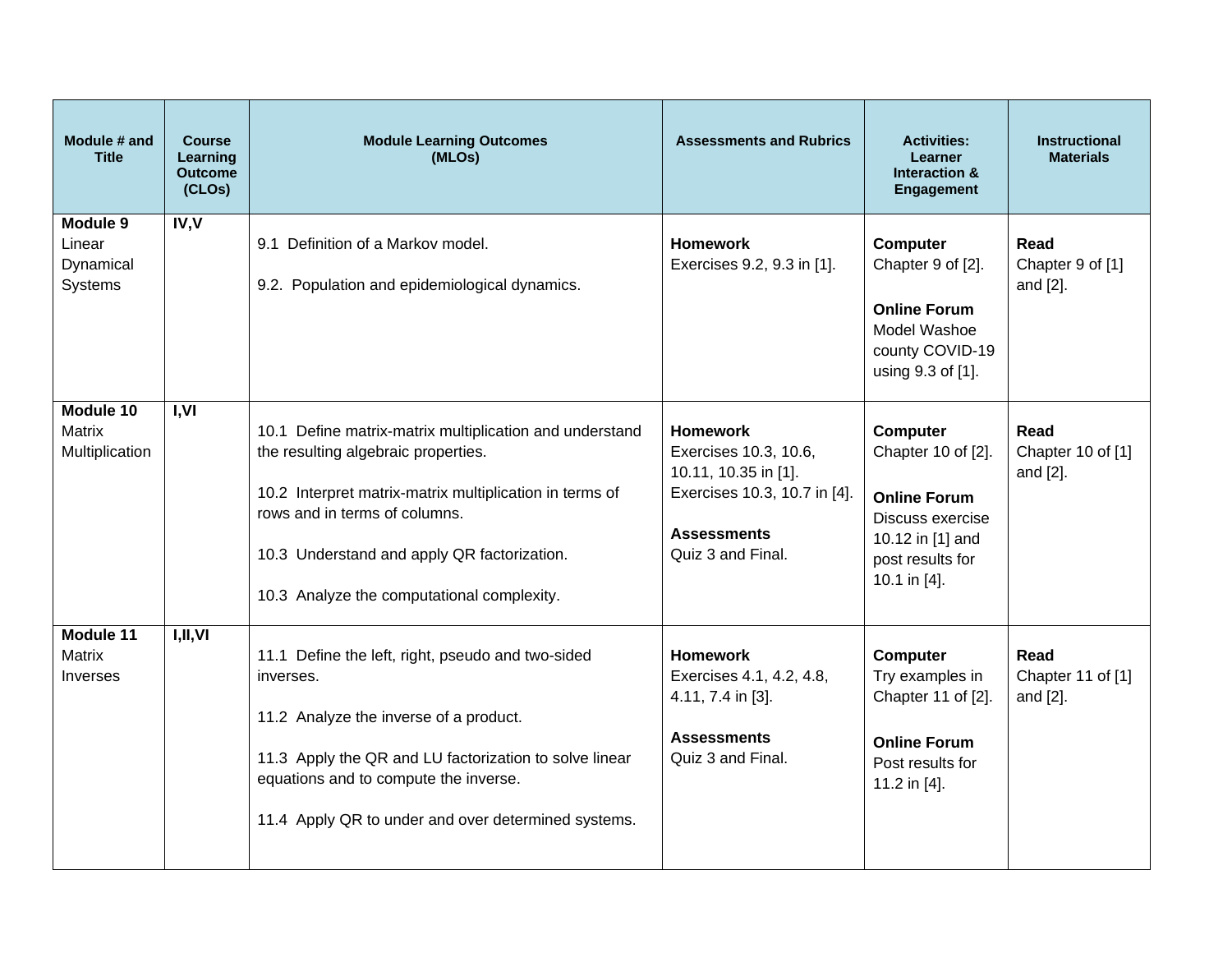| Module # and Title | Course Learning Outcome (CLOs) | Module Learning Outcomes (MLOs) | Assessments and Rubrics | Activities: Learner Interaction & Engagement | Instructional Materials |
|---|---|---|---|---|---|
| **Module 9** Linear Dynamical Systems | **IV,V** | 9.1 Definition of a Markov model.<br><br>9.2. Population and epidemiological dynamics. | **Homework**<br>Exercises 9.2, 9.3 in [1]. | **Computer**<br>Chapter 9 of [2].<br><br>**Online Forum**<br>Model Washoe county COVID-19 using 9.3 of [1]. | **Read**<br>Chapter 9 of [1] and [2]. |
| **Module 10** Matrix Multiplication | **I,VI** | 10.1 Define matrix-matrix multiplication and understand the resulting algebraic properties.<br><br>10.2 Interpret matrix-matrix multiplication in terms of rows and in terms of columns.<br><br>10.3 Understand and apply QR factorization.<br><br>10.3 Analyze the computational complexity. | **Homework**<br>Exercises 10.3, 10.6, 10.11, 10.35 in [1]. Exercises 10.3, 10.7 in [4].<br><br>**Assessments**<br>Quiz 3 and Final. | **Computer**<br>Chapter 10 of [2].<br><br>**Online Forum**<br>Discuss exercise 10.12 in [1] and post results for 10.1 in [4]. | **Read**<br>Chapter 10 of [1] and [2]. |
| **Module 11** Matrix Inverses | **I,II,VI** | 11.1 Define the left, right, pseudo and two-sided inverses.<br><br>11.2 Analyze the inverse of a product.<br><br>11.3 Apply the QR and LU factorization to solve linear equations and to compute the inverse.<br><br>11.4 Apply QR to under and over determined systems. | **Homework**<br>Exercises 4.1, 4.2, 4.8, 4.11, 7.4 in [3].<br><br>**Assessments**<br>Quiz 3 and Final. | **Computer**<br>Try examples in Chapter 11 of [2].<br><br>**Online Forum**<br>Post results for 11.2 in [4]. | **Read**<br>Chapter 11 of [1] and [2]. |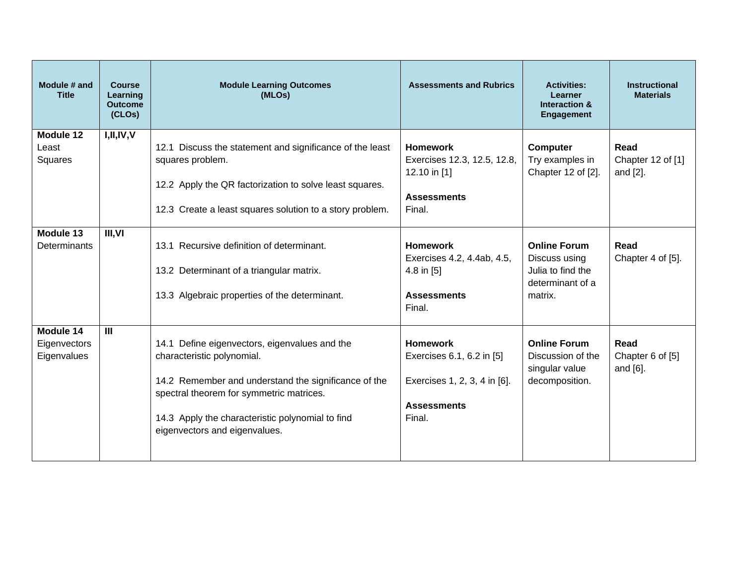| Module # and Title | Course Learning Outcome (CLOs) | Module Learning Outcomes (MLOs) | Assessments and Rubrics | Activities: Learner Interaction & Engagement | Instructional Materials |
|---|---|---|---|---|---|
| **Module 12** Least Squares | **I,II,IV,V** | 12.1 Discuss the statement and significance of the least squares problem.<br><br>12.2 Apply the QR factorization to solve least squares.<br><br>12.3 Create a least squares solution to a story problem. | **Homework** Exercises 12.3, 12.5, 12.8, 12.10 in [1]<br><br>**Assessments** Final. | **Computer** Try examples in Chapter 12 of [2]. | **Read** Chapter 12 of [1] and [2]. |
| **Module 13** Determinants | **III,VI** | 13.1 Recursive definition of determinant.<br><br>13.2 Determinant of a triangular matrix.<br><br>13.3 Algebraic properties of the determinant. | **Homework** Exercises 4.2, 4.4ab, 4.5, 4.8 in [5]<br><br>**Assessments** Final. | **Online Forum** Discuss using Julia to find the determinant of a matrix. | **Read** Chapter 4 of [5]. |
| **Module 14** Eigenvectors Eigenvalues | **III** | 14.1 Define eigenvectors, eigenvalues and the characteristic polynomial.<br><br>14.2 Remember and understand the significance of the spectral theorem for symmetric matrices.<br><br>14.3 Apply the characteristic polynomial to find eigenvectors and eigenvalues. | **Homework** Exercises 6.1, 6.2 in [5]<br><br>Exercises 1, 2, 3, 4 in [6].<br><br>**Assessments** Final. | **Online Forum** Discussion of the singular value decomposition. | **Read** Chapter 6 of [5] and [6]. |